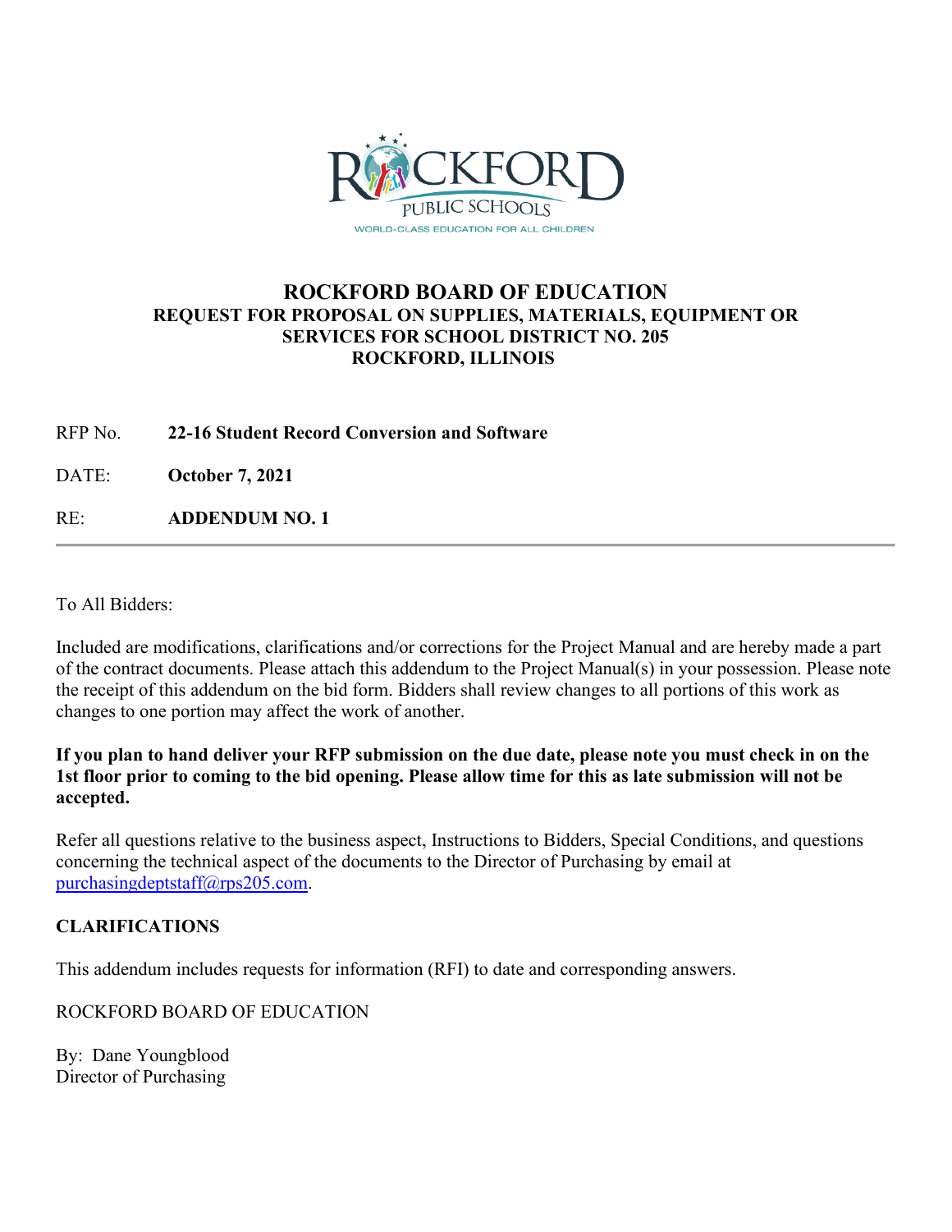# ROCKFORD BOARD OF EDUCATION

## REQUEST FOR PROPOSAL ON SUPPLIES, MATERIALS, EQUIPMENT OR SERVICES FOR SCHOOL DISTRICT NO. 205 ROCKFORD, ILLINOIS

RFP No. **22-16 Student Record Conversion and Software**

DATE: **October 7, 2021**

RE: **ADDENDUM NO. 1**

---

To All Bidders:

Included are modifications, clarifications and/or corrections for the Project Manual and are hereby made a part of the contract documents. Please attach this addendum to the Project Manual(s) in your possession. Please note the receipt of this addendum on the bid form. Bidders shall review changes to all portions of this work as changes to one portion may affect the work of another.

**If you plan to hand deliver your RFP submission on the due date, please note you must check in on the 1st floor prior to coming to the bid opening. Please allow time for this as late submission will not be accepted.**

Refer all questions relative to the business aspect, Instructions to Bidders, Special Conditions, and questions concerning the technical aspect of the documents to the Director of Purchasing by email at purchasingdeptstaff@rps205.com.

**CLARIFICATIONS**

This addendum includes requests for information (RFI) to date and corresponding answers.

ROCKFORD BOARD OF EDUCATION

By: Dane Youngblood
Director of Purchasing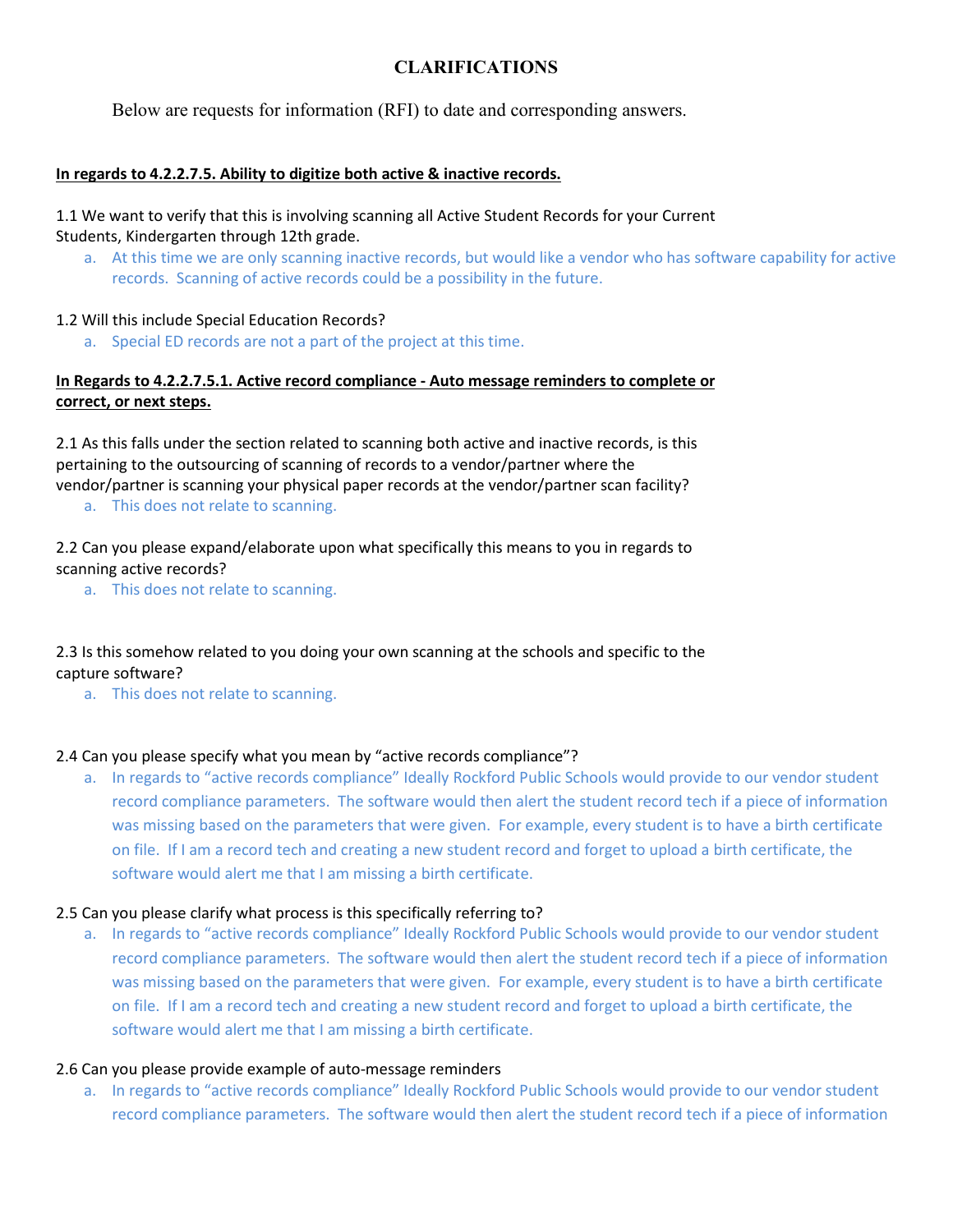# CLARIFICATIONS

Below are requests for information (RFI) to date and corresponding answers.

**In regards to 4.2.2.7.5. Ability to digitize both active & inactive records.**

1.1 We want to verify that this is involving scanning all Active Student Records for your Current Students, Kindergarten through 12th grade.

a. At this time we are only scanning inactive records, but would like a vendor who has software capability for active records. Scanning of active records could be a possibility in the future.

1.2 Will this include Special Education Records?

a. Special ED records are not a part of the project at this time.

**In Regards to 4.2.2.7.5.1. Active record compliance - Auto message reminders to complete or correct, or next steps.**

2.1 As this falls under the section related to scanning both active and inactive records, is this pertaining to the outsourcing of scanning of records to a vendor/partner where the vendor/partner is scanning your physical paper records at the vendor/partner scan facility?

a. This does not relate to scanning.

2.2 Can you please expand/elaborate upon what specifically this means to you in regards to scanning active records?

a. This does not relate to scanning.

2.3 Is this somehow related to you doing your own scanning at the schools and specific to the capture software?

a. This does not relate to scanning.

2.4 Can you please specify what you mean by "active records compliance"?

a. In regards to "active records compliance" Ideally Rockford Public Schools would provide to our vendor student record compliance parameters. The software would then alert the student record tech if a piece of information was missing based on the parameters that were given. For example, every student is to have a birth certificate on file. If I am a record tech and creating a new student record and forget to upload a birth certificate, the software would alert me that I am missing a birth certificate.

2.5 Can you please clarify what process is this specifically referring to?

a. In regards to "active records compliance" Ideally Rockford Public Schools would provide to our vendor student record compliance parameters. The software would then alert the student record tech if a piece of information was missing based on the parameters that were given. For example, every student is to have a birth certificate on file. If I am a record tech and creating a new student record and forget to upload a birth certificate, the software would alert me that I am missing a birth certificate.

2.6 Can you please provide example of auto-message reminders

a. In regards to "active records compliance" Ideally Rockford Public Schools would provide to our vendor student record compliance parameters. The software would then alert the student record tech if a piece of information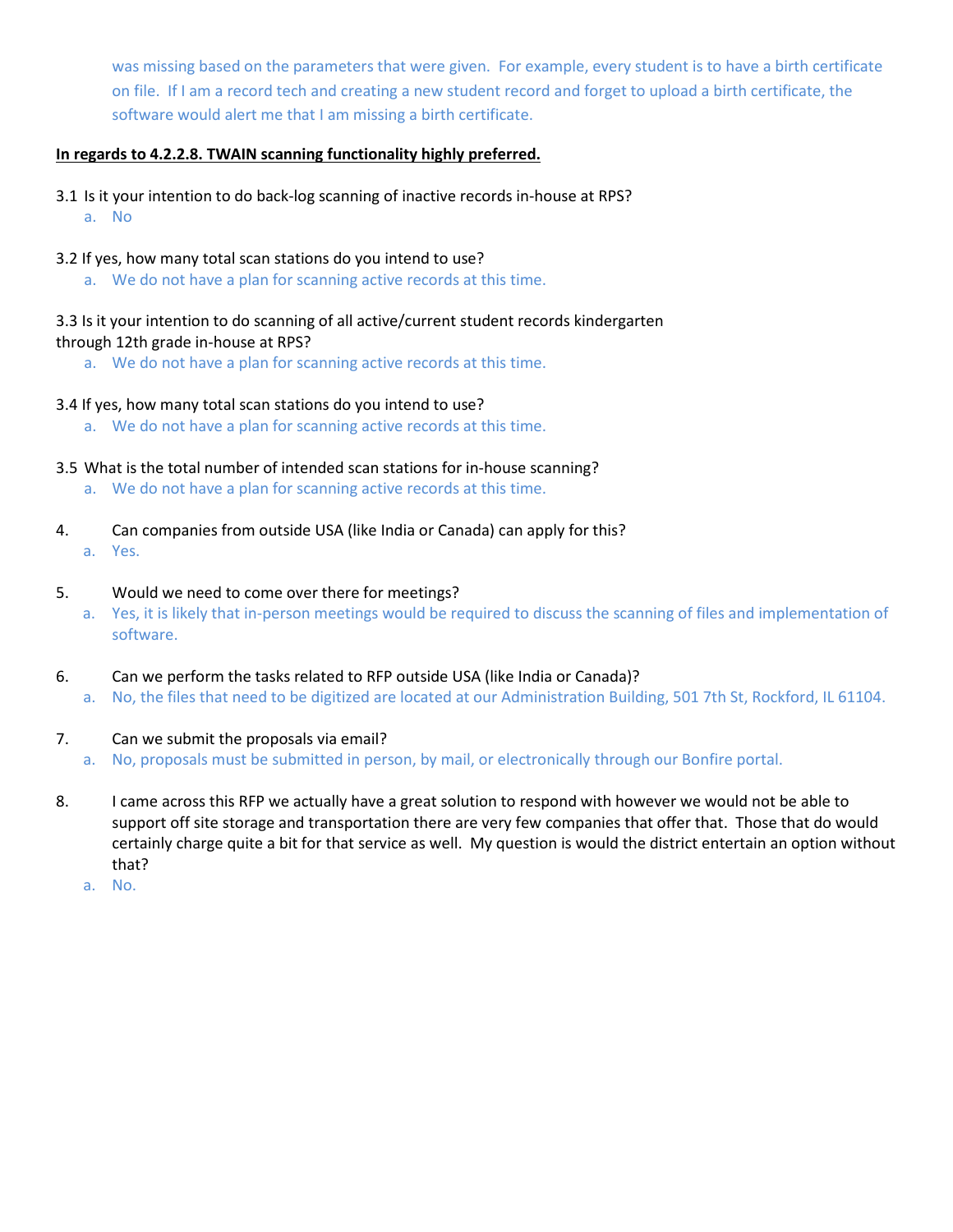was missing based on the parameters that were given. For example, every student is to have a birth certificate on file. If I am a record tech and creating a new student record and forget to upload a birth certificate, the software would alert me that I am missing a birth certificate.

**In regards to 4.2.2.8. TWAIN scanning functionality highly preferred.**

3.1 Is it your intention to do back-log scanning of inactive records in-house at RPS?

a. No

3.2 If yes, how many total scan stations do you intend to use?

a. We do not have a plan for scanning active records at this time.

3.3 Is it your intention to do scanning of all active/current student records kindergarten through 12th grade in-house at RPS?

a. We do not have a plan for scanning active records at this time.

3.4 If yes, how many total scan stations do you intend to use?

a. We do not have a plan for scanning active records at this time.

3.5 What is the total number of intended scan stations for in-house scanning?

a. We do not have a plan for scanning active records at this time.

4. Can companies from outside USA (like India or Canada) can apply for this?

   a. Yes.

5. Would we need to come over there for meetings?

   a. Yes, it is likely that in-person meetings would be required to discuss the scanning of files and implementation of software.

6. Can we perform the tasks related to RFP outside USA (like India or Canada)?

   a. No, the files that need to be digitized are located at our Administration Building, 501 7th St, Rockford, IL 61104.

7. Can we submit the proposals via email?

   a. No, proposals must be submitted in person, by mail, or electronically through our Bonfire portal.

8. I came across this RFP we actually have a great solution to respond with however we would not be able to support off site storage and transportation there are very few companies that offer that. Those that do would certainly charge quite a bit for that service as well. My question is would the district entertain an option without that?

   a. No.